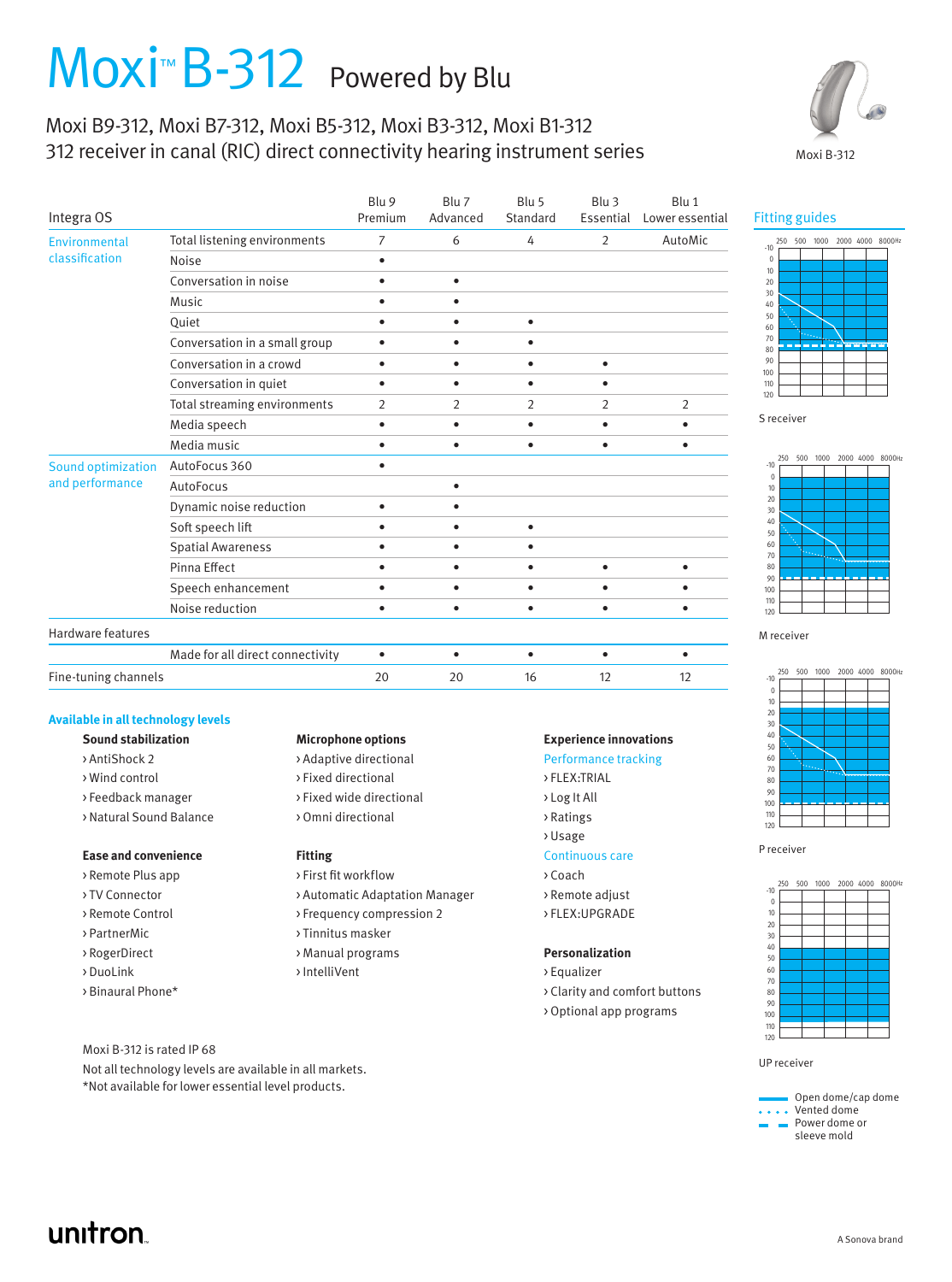# Moxi™ B-312 Powered by Blu

## Moxi B9-312, Moxi B7-312, Moxi B5-312, Moxi B3-312, Moxi B1-312
## 312 receiver in canal (RIC) direct connectivity hearing instrument series

Moxi B-312

| Integra OS | | Blu 9 Premium | Blu 7 Advanced | Blu 5 Standard | Blu 3 Essential | Blu 1 Lower essential |
|---|---|---|---|---|---|---|
| Environmental classification | Total listening environments | 7 | 6 | 4 | 2 | AutoMic |
| | Noise | • | | | | |
| | Conversation in noise | • | • | | | |
| | Music | • | • | | | |
| | Quiet | • | • | • | | |
| | Conversation in a small group | • | • | • | | |
| | Conversation in a crowd | • | • | • | • | |
| | Conversation in quiet | • | • | • | • | |
| | Total streaming environments | 2 | 2 | 2 | 2 | 2 |
| | Media speech | • | • | • | • | • |
| | Media music | • | • | • | • | • |
| Sound optimization and performance | AutoFocus 360 | • | | | | |
| | AutoFocus | | • | | | |
| | Dynamic noise reduction | • | • | | | |
| | Soft speech lift | • | • | • | | |
| | Spatial Awareness | • | • | • | | |
| | Pinna Effect | • | • | • | • | • |
| | Speech enhancement | • | • | • | • | • |
| | Noise reduction | • | • | • | • | • |
| Hardware features | | | | | | |
| | Made for all direct connectivity | • | • | • | • | • |
| Fine-tuning channels | | 20 | 20 | 16 | 12 | 12 |

### Fitting guides

S receiver

M receiver

P receiver

UP receiver

Open dome/cap dome
Vented dome
Power dome or sleeve mold

### Available in all technology levels

**Sound stabilization**
- › AntiShock 2
- › Wind control
- › Feedback manager
- › Natural Sound Balance

**Ease and convenience**
- › Remote Plus app
- › TV Connector
- › Remote Control
- › PartnerMic
- › RogerDirect
- › DuoLink
- › Binaural Phone*

**Microphone options**
- › Adaptive directional
- › Fixed directional
- › Fixed wide directional
- › Omni directional

**Fitting**
- › First fit workflow
- › Automatic Adaptation Manager
- › Frequency compression 2
- › Tinnitus masker
- › Manual programs
- › IntelliVent

**Experience innovations**

Performance tracking
- › FLEX:TRIAL
- › Log It All
- › Ratings
- › Usage

Continuous care
- › Coach
- › Remote adjust
- › FLEX:UPGRADE

**Personalization**
- › Equalizer
- › Clarity and comfort buttons
- › Optional app programs

Moxi B-312 is rated IP 68

Not all technology levels are available in all markets.
*Not available for lower essential level products.

unitron. A Sonova brand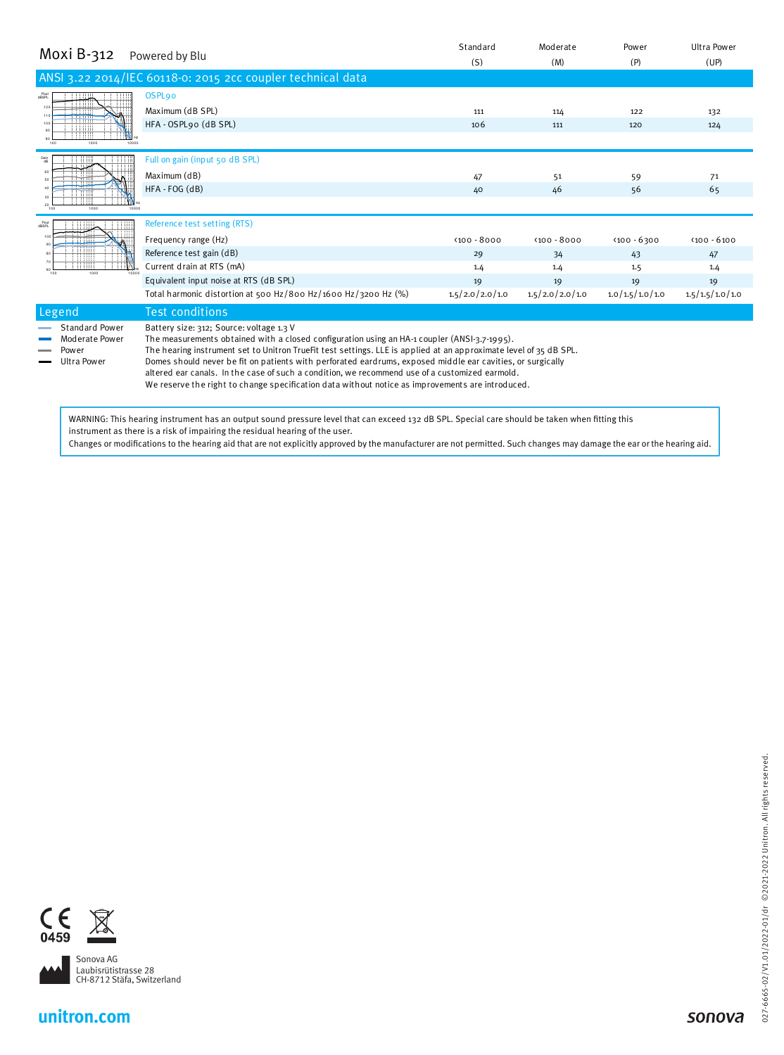# Moxi B-312 Powered by Blu

## ANSI 3.22 2014/IEC 60118-0: 2015 2cc coupler technical data

| | Standard (S) | Moderate (M) | Power (P) | Ultra Power (UP) |
|---|---|---|---|---|
| **OSPL90** | | | | |
| Maximum (dB SPL) | 111 | 114 | 122 | 132 |
| HFA - OSPL90 (dB SPL) | 106 | 111 | 120 | 124 |
| **Full on gain (input 50 dB SPL)** | | | | |
| Maximum (dB) | 47 | 51 | 59 | 71 |
| HFA - FOG (dB) | 40 | 46 | 56 | 65 |
| **Reference test setting (RTS)** | | | | |
| Frequency range (Hz) | <100 - 8000 | <100 - 8000 | <100 - 6300 | <100 - 6100 |
| Reference test gain (dB) | 29 | 34 | 43 | 47 |
| Current drain at RTS (mA) | 1.4 | 1.4 | 1.5 | 1.4 |
| Equivalent input noise at RTS (dB SPL) | 19 | 19 | 19 | 19 |
| Total harmonic distortion at 500 Hz/800 Hz/1600 Hz/3200 Hz (%) | 1.5/2.0/2.0/1.0 | 1.5/2.0/2.0/1.0 | 1.0/1.5/1.0/1.0 | 1.5/1.5/1.0/1.0 |

## Legend

- Standard Power
- Moderate Power
- Power
- Ultra Power

## Test conditions

Battery size: 312; Source: voltage 1.3 V
The measurements obtained with a closed configuration using an HA-1 coupler (ANSI-3.7-1995).
The hearing instrument set to Unitron TrueFit test settings. LLE is applied at an approximate level of 35 dB SPL.
Domes should never be fit on patients with perforated eardrums, exposed middle ear cavities, or surgically altered ear canals. In the case of such a condition, we recommend use of a customized earmold.
We reserve the right to change specification data without notice as improvements are introduced.

WARNING: This hearing instrument has an output sound pressure level that can exceed 132 dB SPL. Special care should be taken when fitting this instrument as there is a risk of impairing the residual hearing of the user.
Changes or modifications to the hearing aid that are not explicitly approved by the manufacturer are not permitted. Such changes may damage the ear or the hearing aid.

CE 0459

Sonova AG
Laubisrütistrasse 28
CH-8712 Stäfa, Switzerland

unitron.com

sonova

027-6665-02/V1.01/2022-01/dr ©2021-2022 Unitron. All rights reserved.